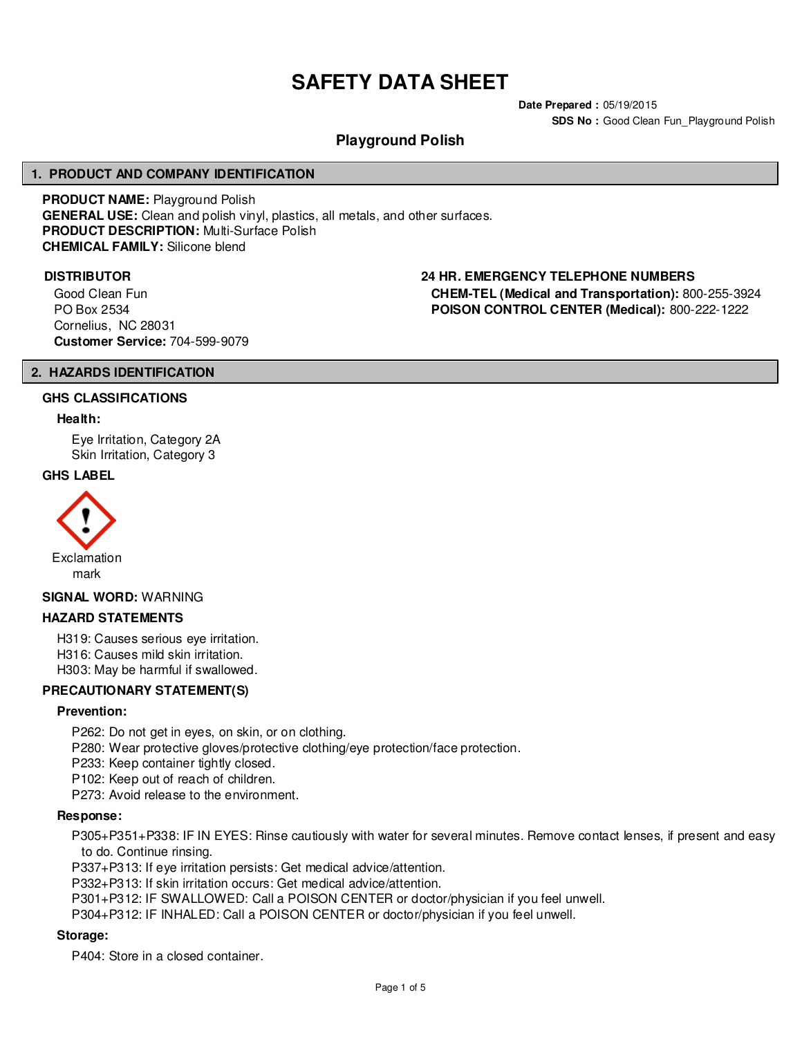# SAFETY DATA SHEET

**Date Prepared :** 05/19/2015

**SDS No :** Good Clean Fun_Playground Polish

## Playground Polish

## 1. PRODUCT AND COMPANY IDENTIFICATION

**PRODUCT NAME:** Playground Polish
**GENERAL USE:** Clean and polish vinyl, plastics, all metals, and other surfaces.
**PRODUCT DESCRIPTION:** Multi-Surface Polish
**CHEMICAL FAMILY:** Silicone blend

**DISTRIBUTOR**

Good Clean Fun
PO Box 2534
Cornelius, NC 28031
**Customer Service:** 704-599-9079

**24 HR. EMERGENCY TELEPHONE NUMBERS**

**CHEM-TEL (Medical and Transportation):** 800-255-3924
**POISON CONTROL CENTER (Medical):** 800-222-1222

## 2. HAZARDS IDENTIFICATION

### GHS CLASSIFICATIONS

**Health:**

Eye Irritation, Category 2A
Skin Irritation, Category 3

### GHS LABEL

Exclamation mark

**SIGNAL WORD:** WARNING

### HAZARD STATEMENTS

H319: Causes serious eye irritation.
H316: Causes mild skin irritation.
H303: May be harmful if swallowed.

### PRECAUTIONARY STATEMENT(S)

**Prevention:**

P262: Do not get in eyes, on skin, or on clothing.
P280: Wear protective gloves/protective clothing/eye protection/face protection.
P233: Keep container tightly closed.
P102: Keep out of reach of children.
P273: Avoid release to the environment.

**Response:**

P305+P351+P338: IF IN EYES: Rinse cautiously with water for several minutes. Remove contact lenses, if present and easy to do. Continue rinsing.
P337+P313: If eye irritation persists: Get medical advice/attention.
P332+P313: If skin irritation occurs: Get medical advice/attention.
P301+P312: IF SWALLOWED: Call a POISON CENTER or doctor/physician if you feel unwell.
P304+P312: IF INHALED: Call a POISON CENTER or doctor/physician if you feel unwell.

**Storage:**

P404: Store in a closed container.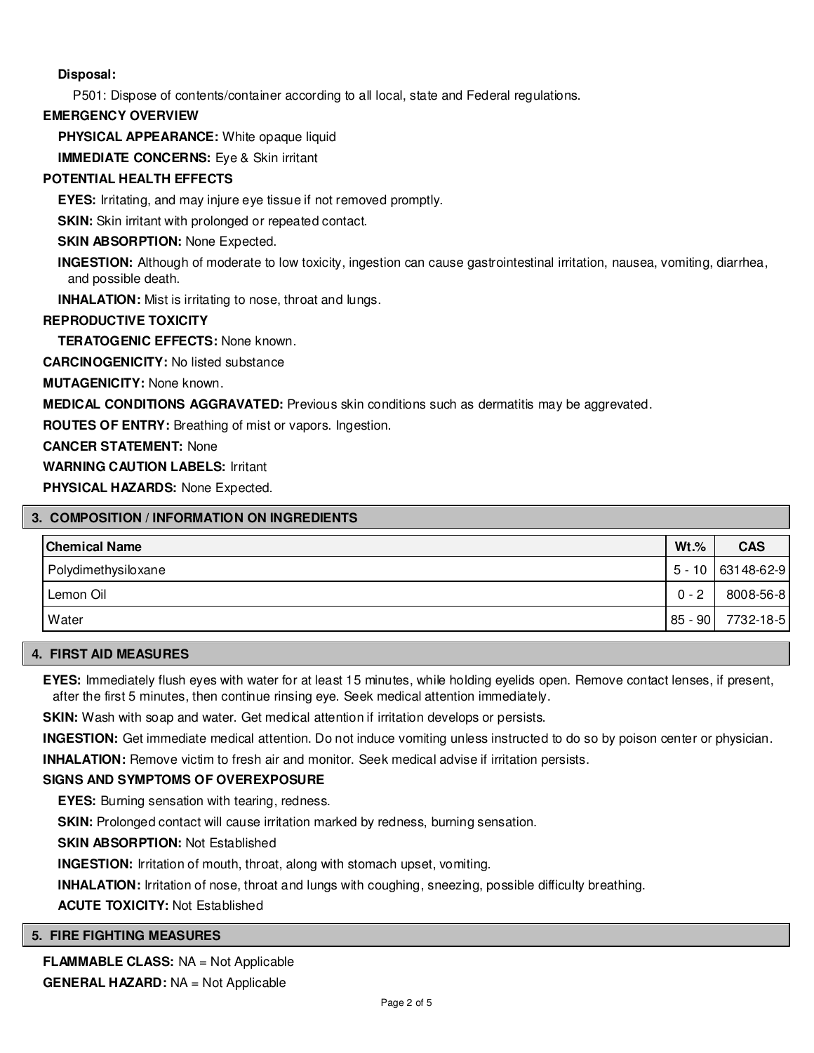**Disposal:**

P501: Dispose of contents/container according to all local, state and Federal regulations.

**EMERGENCY OVERVIEW**

**PHYSICAL APPEARANCE:** White opaque liquid

**IMMEDIATE CONCERNS:** Eye & Skin irritant

**POTENTIAL HEALTH EFFECTS**

**EYES:** Irritating, and may injure eye tissue if not removed promptly.

**SKIN:** Skin irritant with prolonged or repeated contact.

**SKIN ABSORPTION:** None Expected.

**INGESTION:** Although of moderate to low toxicity, ingestion can cause gastrointestinal irritation, nausea, vomiting, diarrhea, and possible death.

**INHALATION:** Mist is irritating to nose, throat and lungs.

**REPRODUCTIVE TOXICITY**

**TERATOGENIC EFFECTS:** None known.

**CARCINOGENICITY:** No listed substance

**MUTAGENICITY:** None known.

**MEDICAL CONDITIONS AGGRAVATED:** Previous skin conditions such as dermatitis may be aggrevated.

**ROUTES OF ENTRY:** Breathing of mist or vapors. Ingestion.

**CANCER STATEMENT:** None

**WARNING CAUTION LABELS:** Irritant

**PHYSICAL HAZARDS:** None Expected.

## 3. COMPOSITION / INFORMATION ON INGREDIENTS

| Chemical Name | Wt.% | CAS |
|---|---|---|
| Polydimethysiloxane | 5 - 10 | 63148-62-9 |
| Lemon Oil | 0 - 2 | 8008-56-8 |
| Water | 85 - 90 | 7732-18-5 |

## 4. FIRST AID MEASURES

**EYES:** Immediately flush eyes with water for at least 15 minutes, while holding eyelids open. Remove contact lenses, if present, after the first 5 minutes, then continue rinsing eye. Seek medical attention immediately.

**SKIN:** Wash with soap and water. Get medical attention if irritation develops or persists.

**INGESTION:** Get immediate medical attention. Do not induce vomiting unless instructed to do so by poison center or physician.

**INHALATION:** Remove victim to fresh air and monitor. Seek medical advise if irritation persists.

**SIGNS AND SYMPTOMS OF OVEREXPOSURE**

**EYES:** Burning sensation with tearing, redness.

**SKIN:** Prolonged contact will cause irritation marked by redness, burning sensation.

**SKIN ABSORPTION:** Not Established

**INGESTION:** Irritation of mouth, throat, along with stomach upset, vomiting.

**INHALATION:** Irritation of nose, throat and lungs with coughing, sneezing, possible difficulty breathing.

**ACUTE TOXICITY:** Not Established

## 5. FIRE FIGHTING MEASURES

**FLAMMABLE CLASS:** NA = Not Applicable

**GENERAL HAZARD:** NA = Not Applicable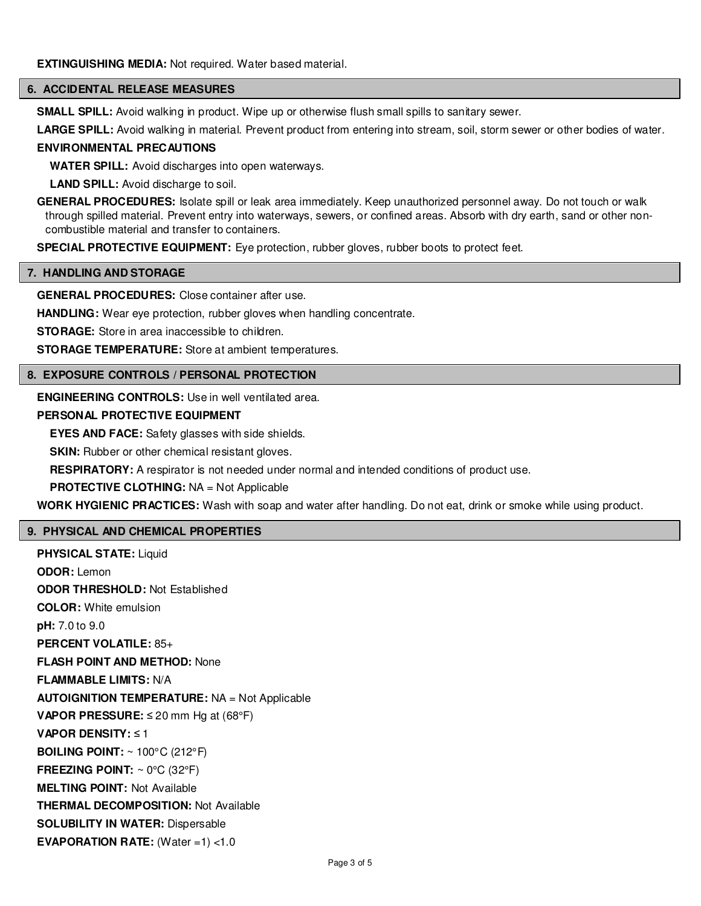**EXTINGUISHING MEDIA:** Not required. Water based material.

## 6. ACCIDENTAL RELEASE MEASURES

**SMALL SPILL:** Avoid walking in product. Wipe up or otherwise flush small spills to sanitary sewer.

**LARGE SPILL:** Avoid walking in material. Prevent product from entering into stream, soil, storm sewer or other bodies of water.

**ENVIRONMENTAL PRECAUTIONS**

**WATER SPILL:** Avoid discharges into open waterways.

**LAND SPILL:** Avoid discharge to soil.

**GENERAL PROCEDURES:** Isolate spill or leak area immediately. Keep unauthorized personnel away. Do not touch or walk through spilled material. Prevent entry into waterways, sewers, or confined areas. Absorb with dry earth, sand or other non-combustible material and transfer to containers.

**SPECIAL PROTECTIVE EQUIPMENT:** Eye protection, rubber gloves, rubber boots to protect feet.

## 7. HANDLING AND STORAGE

**GENERAL PROCEDURES:** Close container after use.

**HANDLING:** Wear eye protection, rubber gloves when handling concentrate.

**STORAGE:** Store in area inaccessible to children.

**STORAGE TEMPERATURE:** Store at ambient temperatures.

## 8. EXPOSURE CONTROLS / PERSONAL PROTECTION

**ENGINEERING CONTROLS:** Use in well ventilated area.

**PERSONAL PROTECTIVE EQUIPMENT**

**EYES AND FACE:** Safety glasses with side shields.

**SKIN:** Rubber or other chemical resistant gloves.

**RESPIRATORY:** A respirator is not needed under normal and intended conditions of product use.

**PROTECTIVE CLOTHING:** NA = Not Applicable

**WORK HYGIENIC PRACTICES:** Wash with soap and water after handling. Do not eat, drink or smoke while using product.

## 9. PHYSICAL AND CHEMICAL PROPERTIES

**PHYSICAL STATE:** Liquid

**ODOR:** Lemon

**ODOR THRESHOLD:** Not Established

**COLOR:** White emulsion

**pH:** 7.0 to 9.0

**PERCENT VOLATILE:** 85+

**FLASH POINT AND METHOD:** None

**FLAMMABLE LIMITS:** N/A

**AUTOIGNITION TEMPERATURE:** NA = Not Applicable

**VAPOR PRESSURE:** ≤ 20 mm Hg at (68°F)

**VAPOR DENSITY:** ≤ 1

**BOILING POINT:** ~ 100°C (212°F)

**FREEZING POINT:** ~ 0°C (32°F)

**MELTING POINT:** Not Available

**THERMAL DECOMPOSITION:** Not Available

**SOLUBILITY IN WATER:** Dispersable

**EVAPORATION RATE:** (Water =1) <1.0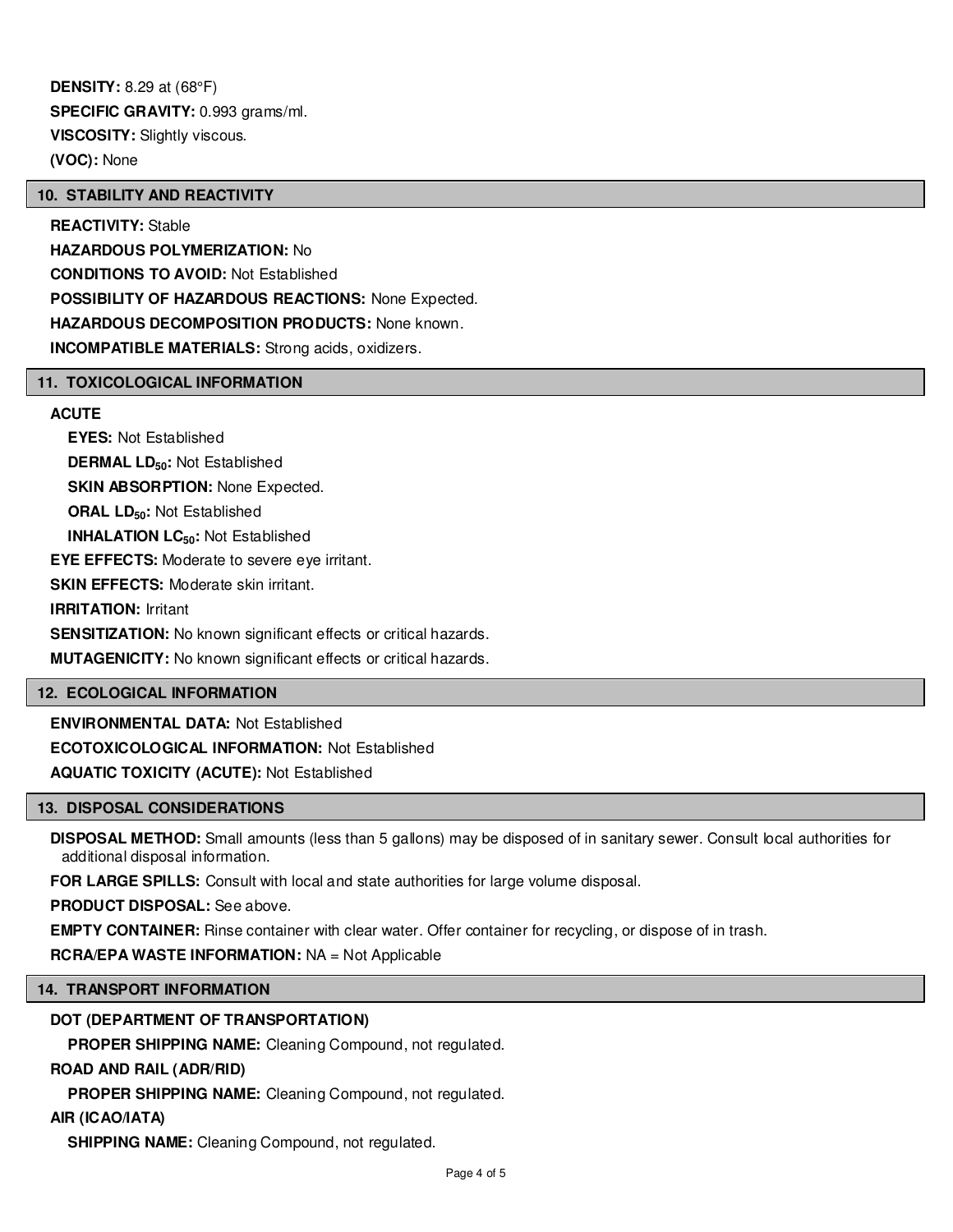**DENSITY:** 8.29 at (68°F)

**SPECIFIC GRAVITY:** 0.993 grams/ml.

**VISCOSITY:** Slightly viscous.

**(VOC):** None

## 10. STABILITY AND REACTIVITY

**REACTIVITY:** Stable

**HAZARDOUS POLYMERIZATION:** No

**CONDITIONS TO AVOID:** Not Established

**POSSIBILITY OF HAZARDOUS REACTIONS:** None Expected.

**HAZARDOUS DECOMPOSITION PRODUCTS:** None known.

**INCOMPATIBLE MATERIALS:** Strong acids, oxidizers.

## 11. TOXICOLOGICAL INFORMATION

**ACUTE**

**EYES:** Not Established

**DERMAL $LD_{50}$:** Not Established

**SKIN ABSORPTION:** None Expected.

**ORAL $LD_{50}$:** Not Established

**INHALATION $LC_{50}$:** Not Established

**EYE EFFECTS:** Moderate to severe eye irritant.

**SKIN EFFECTS:** Moderate skin irritant.

**IRRITATION:** Irritant

**SENSITIZATION:** No known significant effects or critical hazards.

**MUTAGENICITY:** No known significant effects or critical hazards.

## 12. ECOLOGICAL INFORMATION

**ENVIRONMENTAL DATA:** Not Established

**ECOTOXICOLOGICAL INFORMATION:** Not Established

**AQUATIC TOXICITY (ACUTE):** Not Established

## 13. DISPOSAL CONSIDERATIONS

**DISPOSAL METHOD:** Small amounts (less than 5 gallons) may be disposed of in sanitary sewer. Consult local authorities for additional disposal information.

**FOR LARGE SPILLS:** Consult with local and state authorities for large volume disposal.

**PRODUCT DISPOSAL:** See above.

**EMPTY CONTAINER:** Rinse container with clear water. Offer container for recycling, or dispose of in trash.

**RCRA/EPA WASTE INFORMATION:** NA = Not Applicable

## 14. TRANSPORT INFORMATION

**DOT (DEPARTMENT OF TRANSPORTATION)**

**PROPER SHIPPING NAME:** Cleaning Compound, not regulated.

**ROAD AND RAIL (ADR/RID)**

**PROPER SHIPPING NAME:** Cleaning Compound, not regulated.

**AIR (ICAO/IATA)**

**SHIPPING NAME:** Cleaning Compound, not regulated.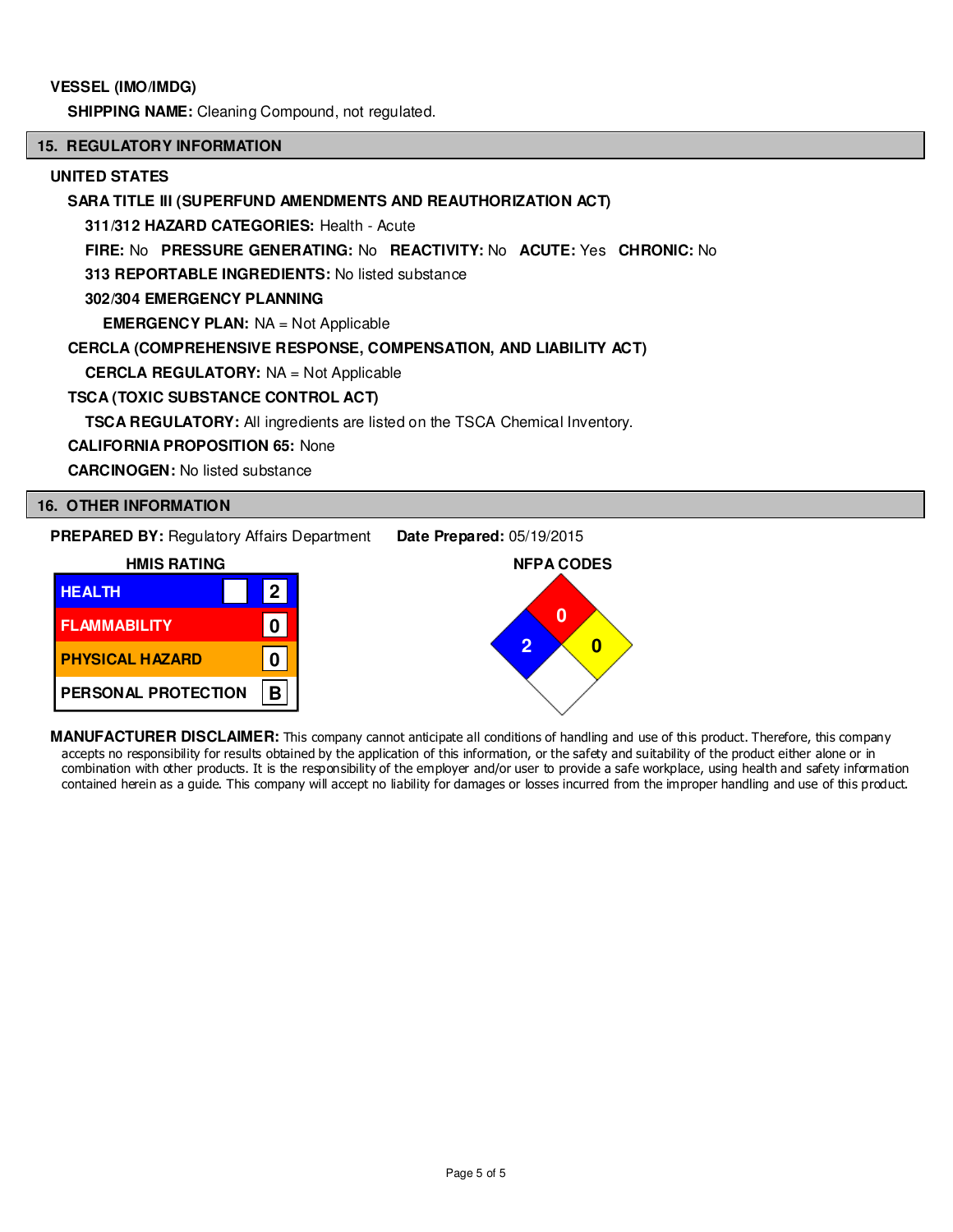**VESSEL (IMO/IMDG)**

**SHIPPING NAME:** Cleaning Compound, not regulated.

## 15. REGULATORY INFORMATION

**UNITED STATES**

**SARA TITLE III (SUPERFUND AMENDMENTS AND REAUTHORIZATION ACT)**

**311/312 HAZARD CATEGORIES:** Health - Acute

**FIRE:** No **PRESSURE GENERATING:** No **REACTIVITY:** No **ACUTE:** Yes **CHRONIC:** No

**313 REPORTABLE INGREDIENTS:** No listed substance

**302/304 EMERGENCY PLANNING**

**EMERGENCY PLAN:** NA = Not Applicable

**CERCLA (COMPREHENSIVE RESPONSE, COMPENSATION, AND LIABILITY ACT)**

**CERCLA REGULATORY:** NA = Not Applicable

**TSCA (TOXIC SUBSTANCE CONTROL ACT)**

**TSCA REGULATORY:** All ingredients are listed on the TSCA Chemical Inventory.

**CALIFORNIA PROPOSITION 65:** None

**CARCINOGEN:** No listed substance

## 16. OTHER INFORMATION

**PREPARED BY:** Regulatory Affairs Department **Date Prepared:** 05/19/2015

**HMIS RATING**

| | |
|---|---|
| HEALTH | 2 |
| FLAMMABILITY | 0 |
| PHYSICAL HAZARD | 0 |
| PERSONAL PROTECTION | B |

**NFPA CODES**

0

2

0

**MANUFACTURER DISCLAIMER:** This company cannot anticipate all conditions of handling and use of this product. Therefore, this company accepts no responsibility for results obtained by the application of this information, or the safety and suitability of the product either alone or in combination with other products. It is the responsibility of the employer and/or user to provide a safe workplace, using health and safety information contained herein as a guide. This company will accept no liability for damages or losses incurred from the improper handling and use of this product.